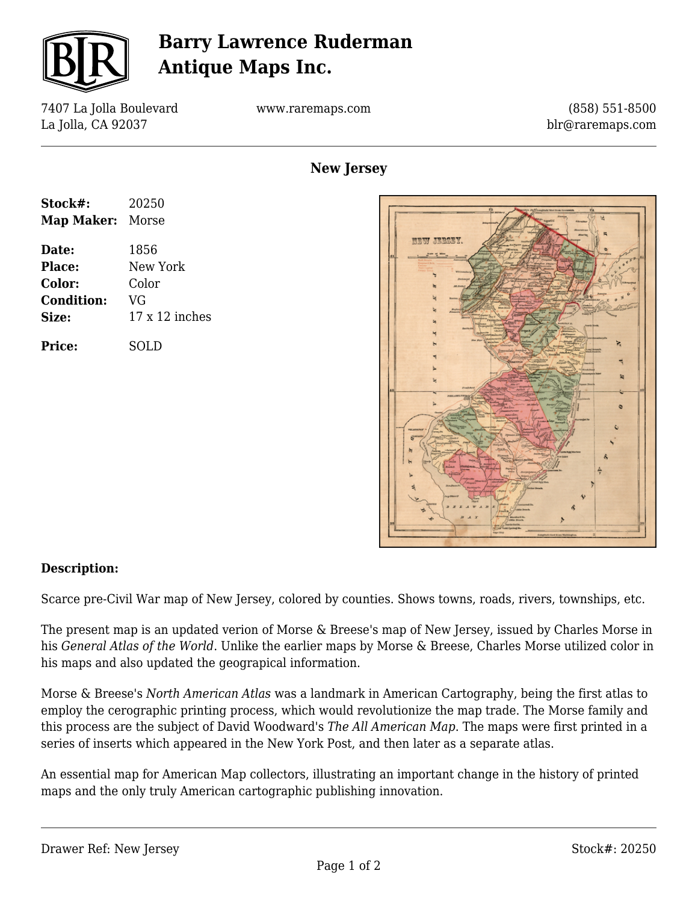# Barry Lawrence Ruderman Antique Maps Inc.

7407 La Jolla Boulevard
La Jolla, CA 92037

www.raremaps.com

(858) 551-8500
blr@raremaps.com

## New Jersey

**Stock#:** 20250
**Map Maker:** Morse

**Date:** 1856
**Place:** New York
**Color:** Color
**Condition:** VG
**Size:** 17 x 12 inches

**Price:** SOLD

### Description:

Scarce pre-Civil War map of New Jersey, colored by counties. Shows towns, roads, rivers, townships, etc.

The present map is an updated verion of Morse & Breese's map of New Jersey, issued by Charles Morse in his *General Atlas of the World*. Unlike the earlier maps by Morse & Breese, Charles Morse utilized color in his maps and also updated the geograpical information.

Morse & Breese's *North American Atlas* was a landmark in American Cartography, being the first atlas to employ the cerographic printing process, which would revolutionize the map trade. The Morse family and this process are the subject of David Woodward's *The All American Map*. The maps were first printed in a series of inserts which appeared in the New York Post, and then later as a separate atlas.

An essential map for American Map collectors, illustrating an important change in the history of printed maps and the only truly American cartographic publishing innovation.

Drawer Ref: New Jersey

Stock#: 20250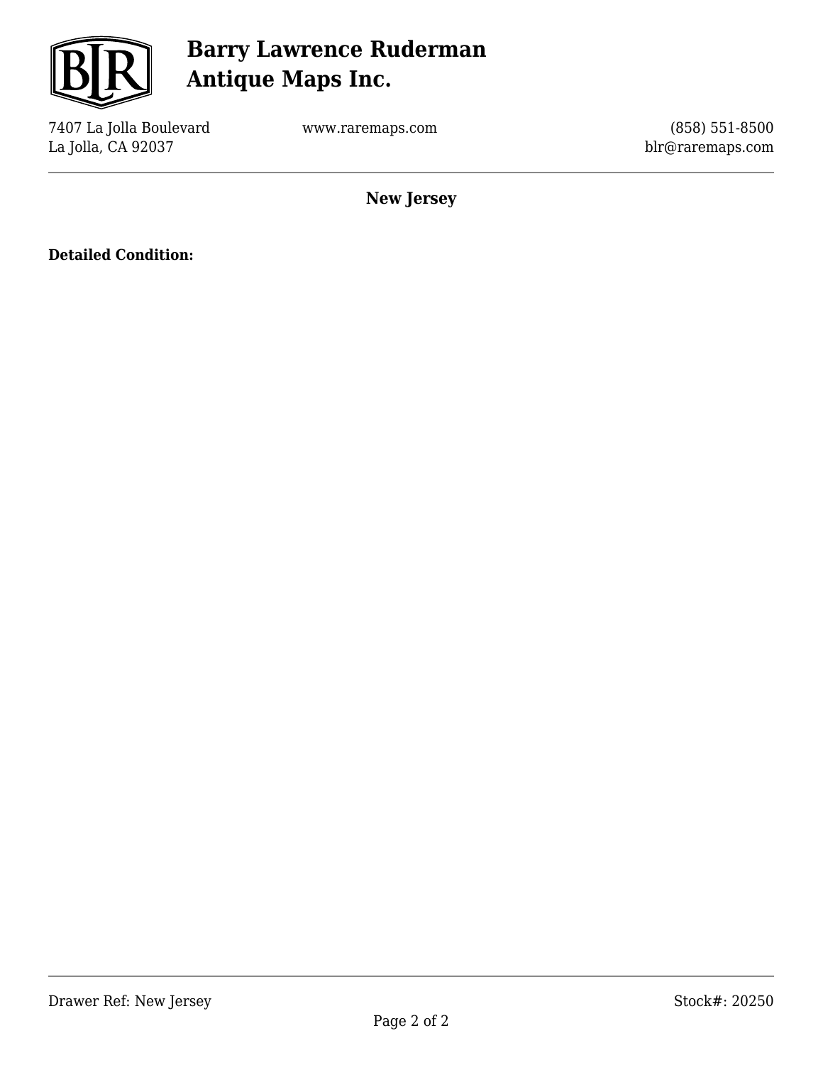**New Jersey**

**Detailed Condition:**